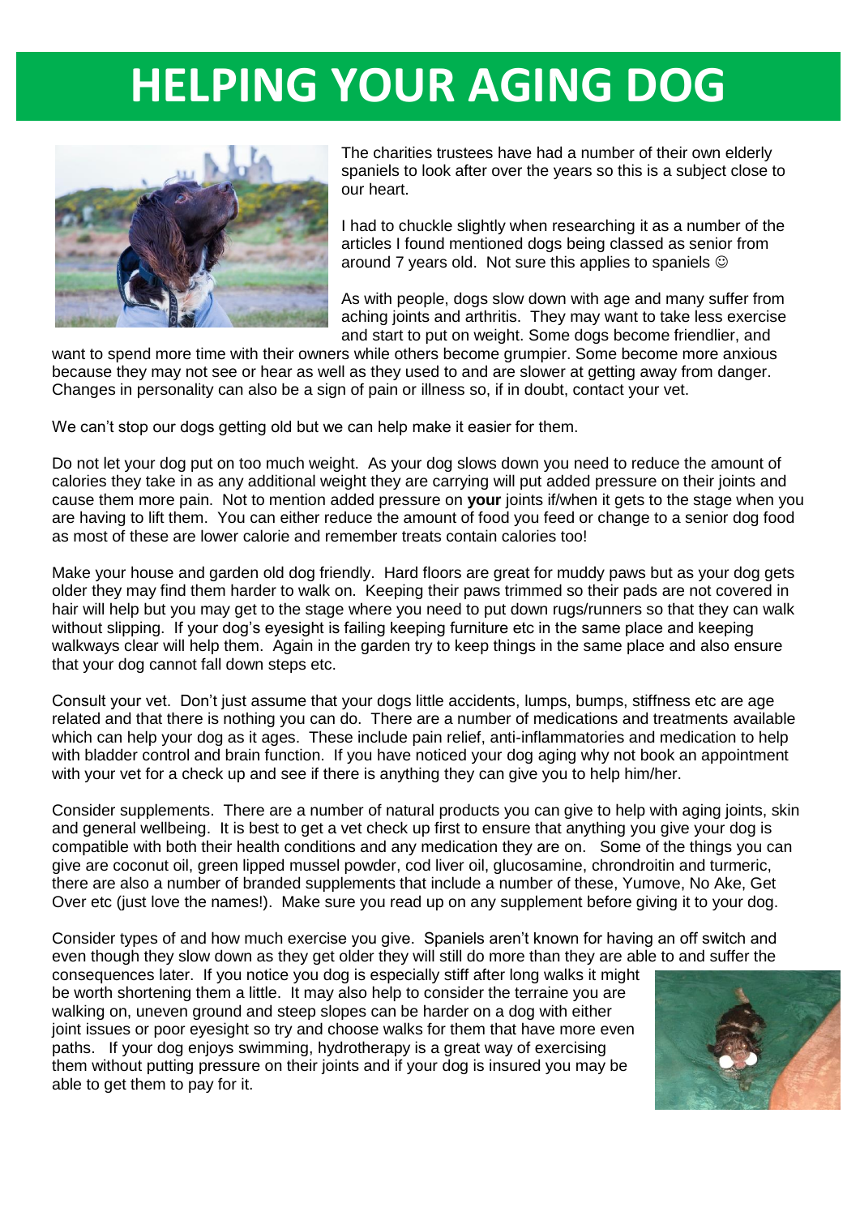# HELPING YOUR AGING DOG

The charities trustees have had a number of their own elderly spaniels to look after over the years so this is a subject close to our heart.

I had to chuckle slightly when researching it as a number of the articles I found mentioned dogs being classed as senior from around 7 years old. Not sure this applies to spaniels ☺

As with people, dogs slow down with age and many suffer from aching joints and arthritis. They may want to take less exercise and start to put on weight. Some dogs become friendlier, and want to spend more time with their owners while others become grumpier. Some become more anxious because they may not see or hear as well as they used to and are slower at getting away from danger. Changes in personality can also be a sign of pain or illness so, if in doubt, contact your vet.

We can't stop our dogs getting old but we can help make it easier for them.

Do not let your dog put on too much weight. As your dog slows down you need to reduce the amount of calories they take in as any additional weight they are carrying will put added pressure on their joints and cause them more pain. Not to mention added pressure on **your** joints if/when it gets to the stage when you are having to lift them. You can either reduce the amount of food you feed or change to a senior dog food as most of these are lower calorie and remember treats contain calories too!

Make your house and garden old dog friendly. Hard floors are great for muddy paws but as your dog gets older they may find them harder to walk on. Keeping their paws trimmed so their pads are not covered in hair will help but you may get to the stage where you need to put down rugs/runners so that they can walk without slipping. If your dog's eyesight is failing keeping furniture etc in the same place and keeping walkways clear will help them. Again in the garden try to keep things in the same place and also ensure that your dog cannot fall down steps etc.

Consult your vet. Don't just assume that your dogs little accidents, lumps, bumps, stiffness etc are age related and that there is nothing you can do. There are a number of medications and treatments available which can help your dog as it ages. These include pain relief, anti-inflammatories and medication to help with bladder control and brain function. If you have noticed your dog aging why not book an appointment with your vet for a check up and see if there is anything they can give you to help him/her.

Consider supplements. There are a number of natural products you can give to help with aging joints, skin and general wellbeing. It is best to get a vet check up first to ensure that anything you give your dog is compatible with both their health conditions and any medication they are on. Some of the things you can give are coconut oil, green lipped mussel powder, cod liver oil, glucosamine, chrondroitin and turmeric, there are also a number of branded supplements that include a number of these, Yumove, No Ake, Get Over etc (just love the names!). Make sure you read up on any supplement before giving it to your dog.

Consider types of and how much exercise you give. Spaniels aren't known for having an off switch and even though they slow down as they get older they will still do more than they are able to and suffer the consequences later. If you notice you dog is especially stiff after long walks it might be worth shortening them a little. It may also help to consider the terrain you are walking on, uneven ground and steep slopes can be harder on a dog with either joint issues or poor eyesight so try and choose walks for them that have more even paths. If your dog enjoys swimming, hydrotherapy is a great way of exercising them without putting pressure on their joints and if your dog is insured you may be able to get them to pay for it.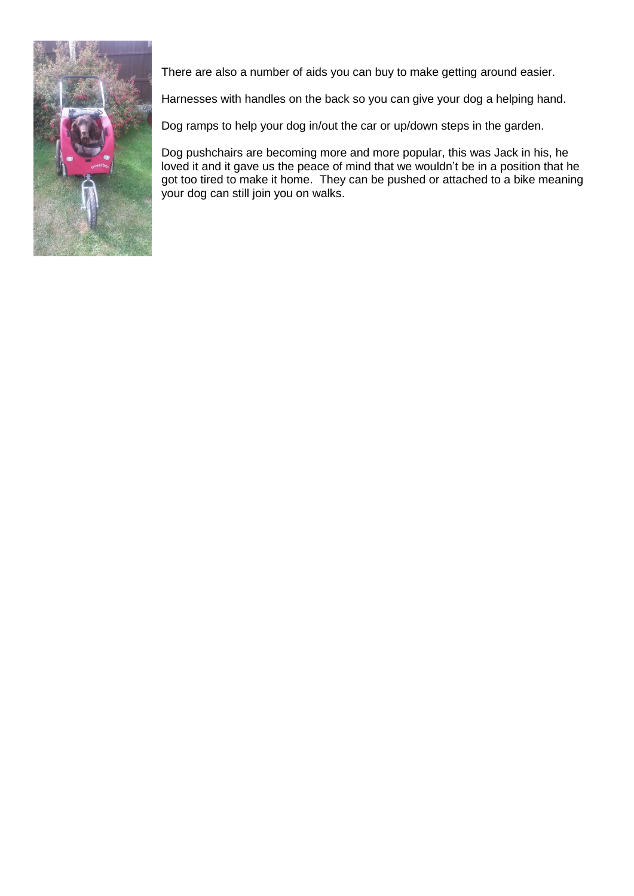There are also a number of aids you can buy to make getting around easier.

Harnesses with handles on the back so you can give your dog a helping hand.

Dog ramps to help your dog in/out the car or up/down steps in the garden.

Dog pushchairs are becoming more and more popular, this was Jack in his, he loved it and it gave us the peace of mind that we wouldn't be in a position that he got too tired to make it home. They can be pushed or attached to a bike meaning your dog can still join you on walks.